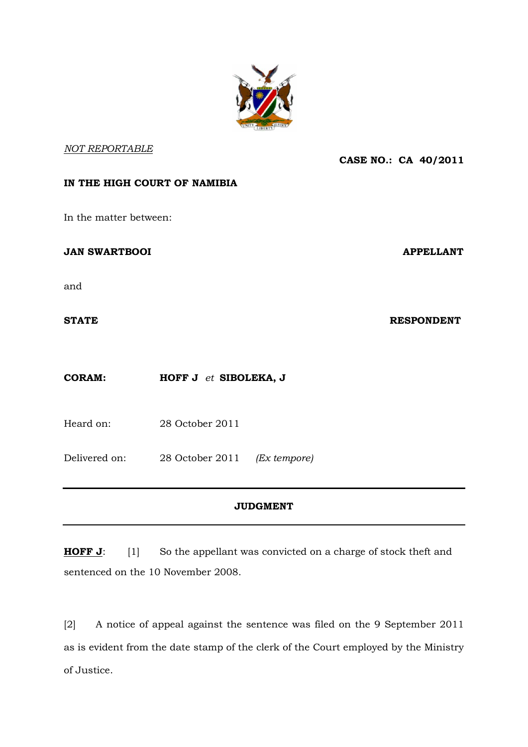*NOT REPORTABLE*

**CASE NO.: CA 40/2011**

**IN THE HIGH COURT OF NAMIBIA**

In the matter between:

**JAN SWARTBOOI** **APPELLANT**

and

**STATE** **RESPONDENT**

**CORAM:** **HOFF J** *et* **SIBOLEKA, J**

Heard on: 28 October 2011

Delivered on: 28 October 2011 *(Ex tempore)*

---

**JUDGMENT**

---

**HOFF J**: [1] So the appellant was convicted on a charge of stock theft and sentenced on the 10 November 2008.

[2] A notice of appeal against the sentence was filed on the 9 September 2011 as is evident from the date stamp of the clerk of the Court employed by the Ministry of Justice.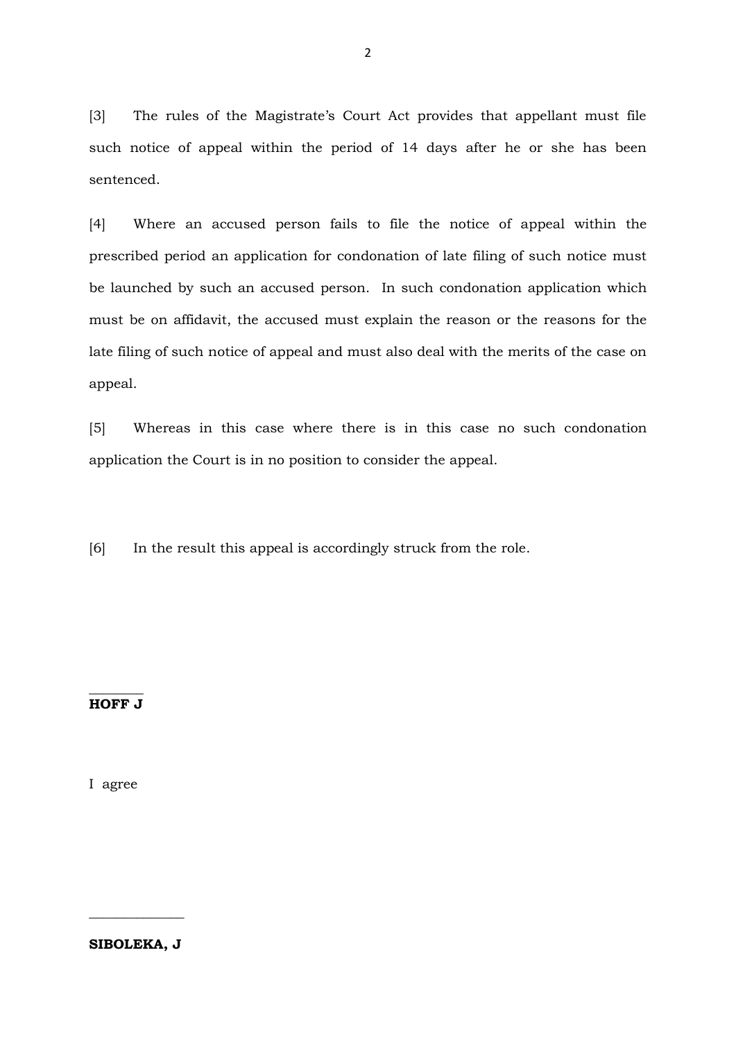[3] The rules of the Magistrate's Court Act provides that appellant must file such notice of appeal within the period of 14 days after he or she has been sentenced.

[4] Where an accused person fails to file the notice of appeal within the prescribed period an application for condonation of late filing of such notice must be launched by such an accused person. In such condonation application which must be on affidavit, the accused must explain the reason or the reasons for the late filing of such notice of appeal and must also deal with the merits of the case on appeal.

[5] Whereas in this case where there is in this case no such condonation application the Court is in no position to consider the appeal.

[6] In the result this appeal is accordingly struck from the role.

\_\_\_\_\_\_\_\_

**HOFF J**

I agree

\_\_\_\_\_\_\_\_\_\_\_\_\_\_

**SIBOLEKA, J**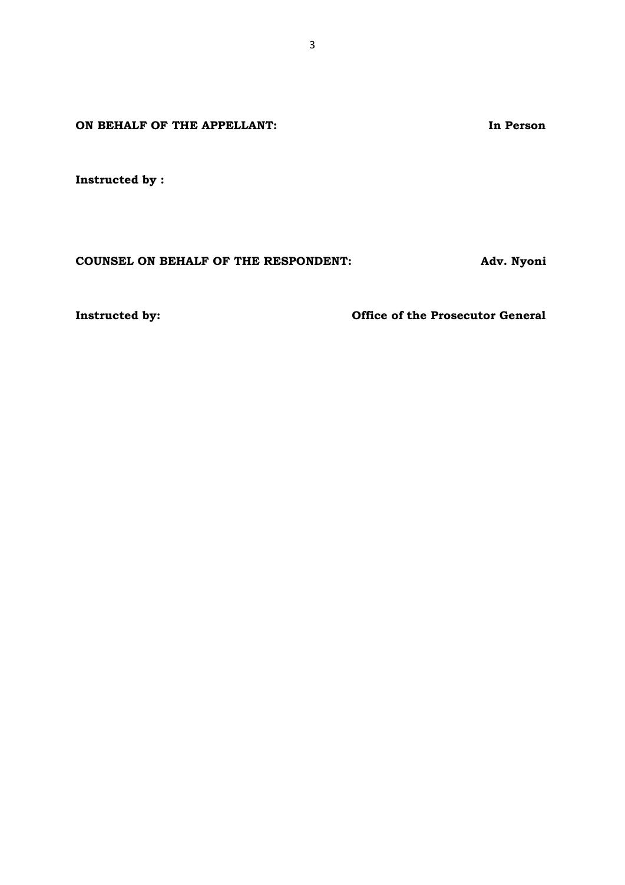**ON BEHALF OF THE APPELLANT:** **In Person**

**Instructed by :**

**COUNSEL ON BEHALF OF THE RESPONDENT:** **Adv. Nyoni**

**Instructed by:** **Office of the Prosecutor General**